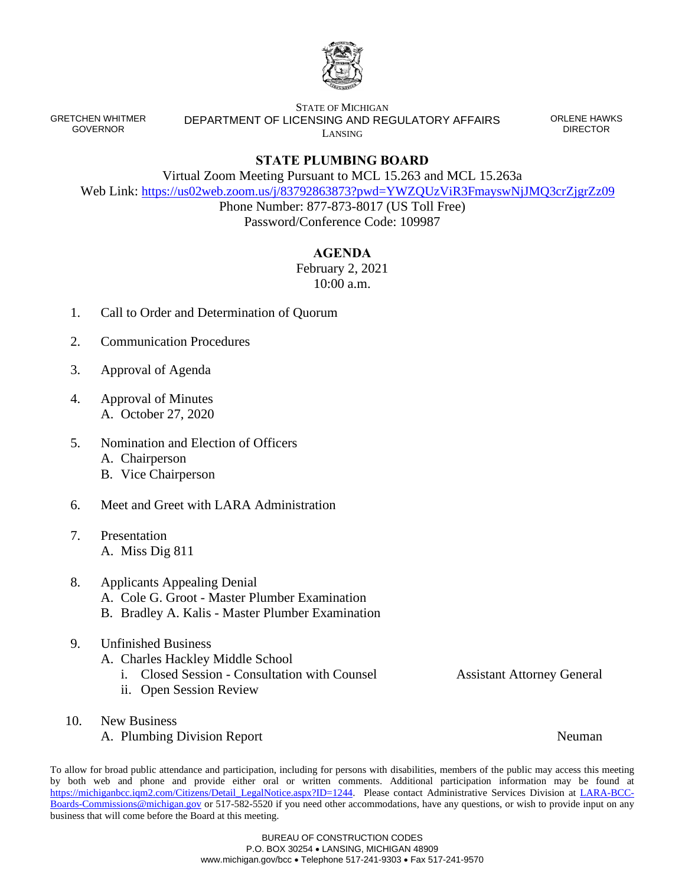GRETCHEN WHITMER
GOVERNOR

STATE OF MICHIGAN
DEPARTMENT OF LICENSING AND REGULATORY AFFAIRS
LANSING

ORLENE HAWKS
DIRECTOR

# STATE PLUMBING BOARD

Virtual Zoom Meeting Pursuant to MCL 15.263 and MCL 15.263a
Web Link: https://us02web.zoom.us/j/83792863873?pwd=YWZQUzViR3FmayswNjJMQ3crZjgrZz09
Phone Number: 877-873-8017 (US Toll Free)
Password/Conference Code: 109987

## AGENDA

February 2, 2021
10:00 a.m.

1. Call to Order and Determination of Quorum

2. Communication Procedures

3. Approval of Agenda

4. Approval of Minutes
   A. October 27, 2020

5. Nomination and Election of Officers
   A. Chairperson
   B. Vice Chairperson

6. Meet and Greet with LARA Administration

7. Presentation
   A. Miss Dig 811

8. Applicants Appealing Denial
   A. Cole G. Groot - Master Plumber Examination
   B. Bradley A. Kalis - Master Plumber Examination

9. Unfinished Business
   A. Charles Hackley Middle School
      i. Closed Session - Consultation with Counsel — Assistant Attorney General
      ii. Open Session Review

10. New Business
    A. Plumbing Division Report — Neuman

To allow for broad public attendance and participation, including for persons with disabilities, members of the public may access this meeting by both web and phone and provide either oral or written comments. Additional participation information may be found at https://michiganbcc.iqm2.com/Citizens/Detail_LegalNotice.aspx?ID=1244. Please contact Administrative Services Division at LARA-BCC-Boards-Commissions@michigan.gov or 517-582-5520 if you need other accommodations, have any questions, or wish to provide input on any business that will come before the Board at this meeting.

BUREAU OF CONSTRUCTION CODES
P.O. BOX 30254 • LANSING, MICHIGAN 48909
www.michigan.gov/bcc • Telephone 517-241-9303 • Fax 517-241-9570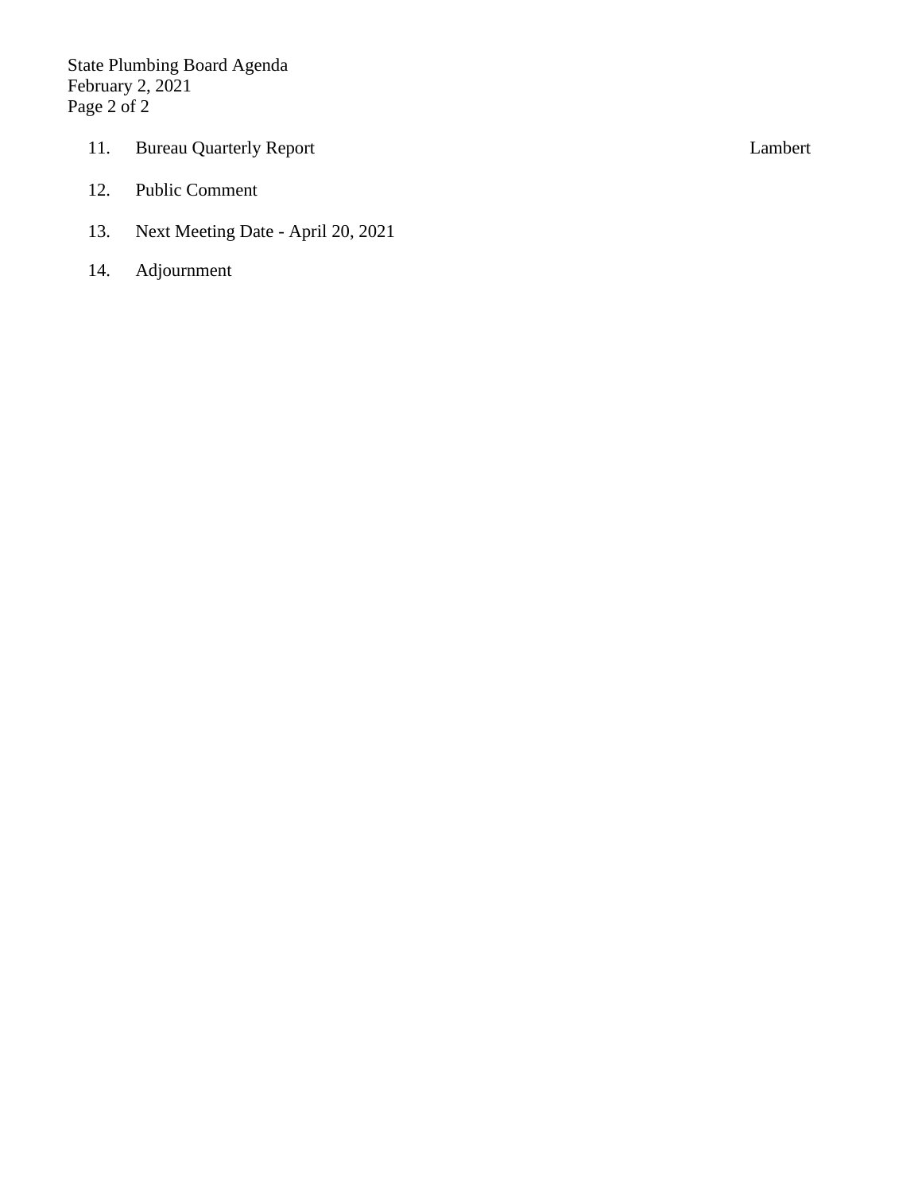11. Bureau Quarterly Report — Lambert

12. Public Comment

13. Next Meeting Date - April 20, 2021

14. Adjournment